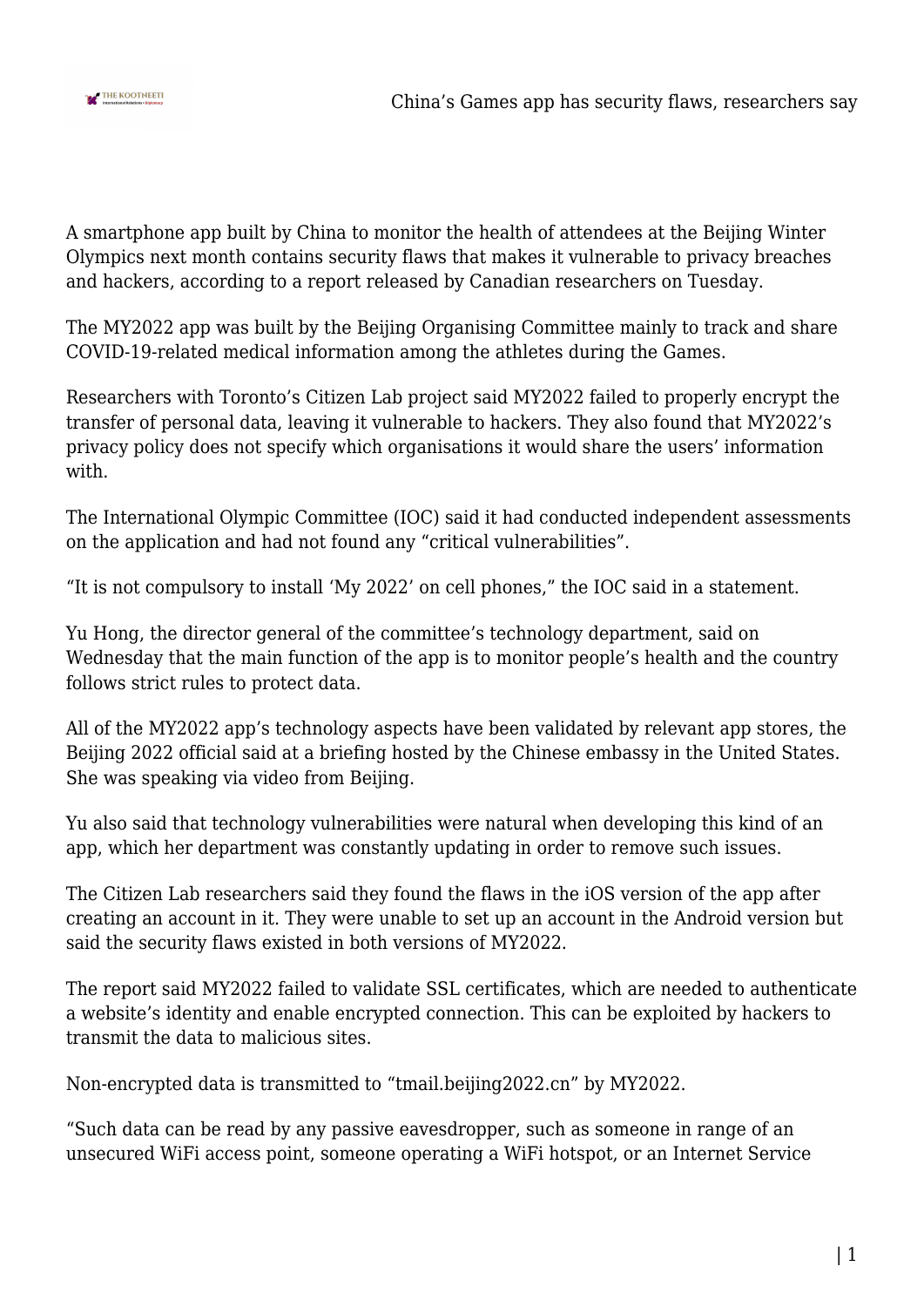A smartphone app built by China to monitor the health of attendees at the Beijing Winter Olympics next month contains security flaws that makes it vulnerable to privacy breaches and hackers, according to a report released by Canadian researchers on Tuesday.

The MY2022 app was built by the Beijing Organising Committee mainly to track and share COVID-19-related medical information among the athletes during the Games.

Researchers with Toronto's Citizen Lab project said MY2022 failed to properly encrypt the transfer of personal data, leaving it vulnerable to hackers. They also found that MY2022's privacy policy does not specify which organisations it would share the users' information with.

The International Olympic Committee (IOC) said it had conducted independent assessments on the application and had not found any "critical vulnerabilities".

"It is not compulsory to install 'My 2022' on cell phones," the IOC said in a statement.

Yu Hong, the director general of the committee's technology department, said on Wednesday that the main function of the app is to monitor people's health and the country follows strict rules to protect data.

All of the MY2022 app's technology aspects have been validated by relevant app stores, the Beijing 2022 official said at a briefing hosted by the Chinese embassy in the United States. She was speaking via video from Beijing.

Yu also said that technology vulnerabilities were natural when developing this kind of an app, which her department was constantly updating in order to remove such issues.

The Citizen Lab researchers said they found the flaws in the iOS version of the app after creating an account in it. They were unable to set up an account in the Android version but said the security flaws existed in both versions of MY2022.

The report said MY2022 failed to validate SSL certificates, which are needed to authenticate a website's identity and enable encrypted connection. This can be exploited by hackers to transmit the data to malicious sites.

Non-encrypted data is transmitted to "tmail.beijing2022.cn" by MY2022.

"Such data can be read by any passive eavesdropper, such as someone in range of an unsecured WiFi access point, someone operating a WiFi hotspot, or an Internet Service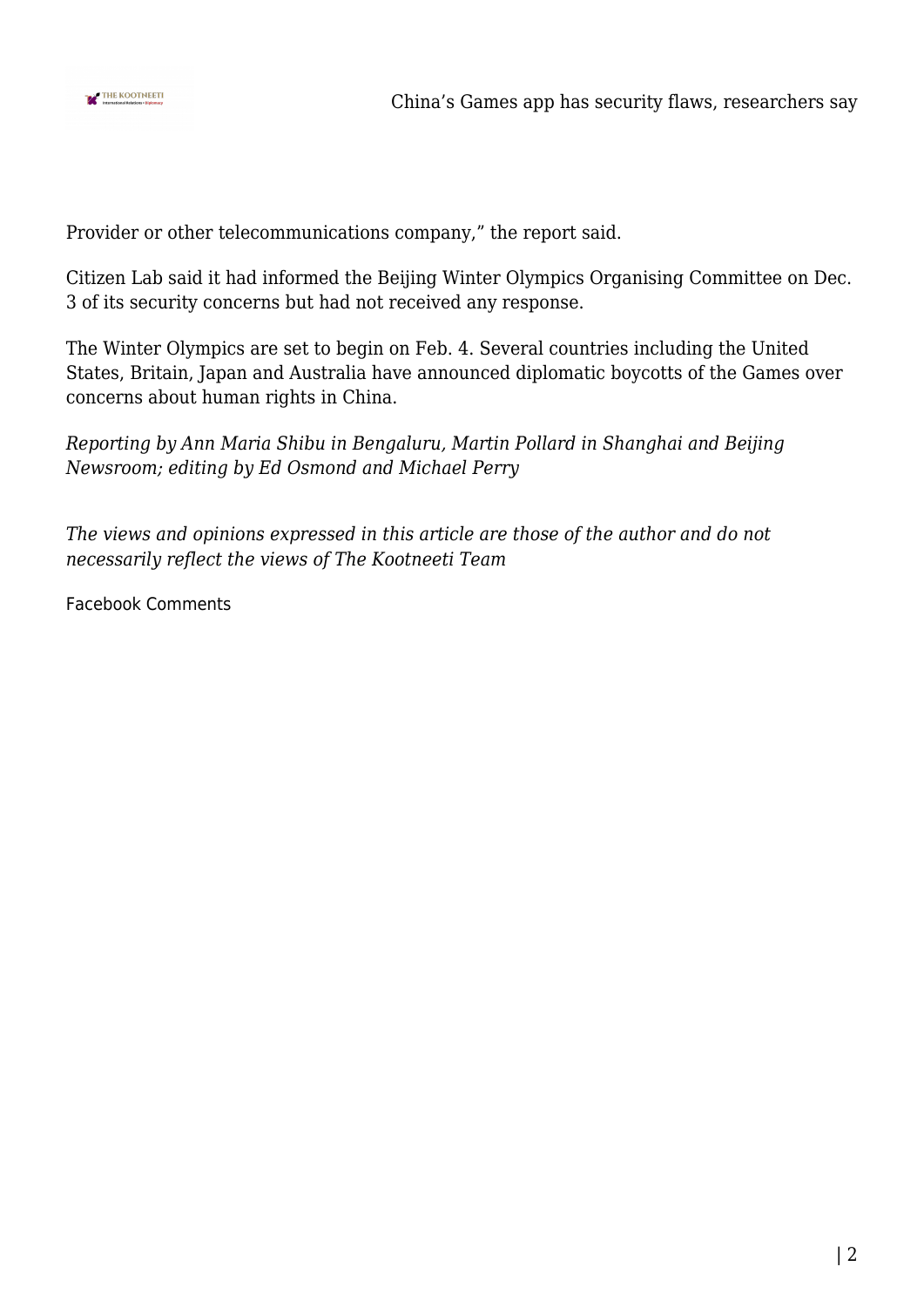Provider or other telecommunications company," the report said.

Citizen Lab said it had informed the Beijing Winter Olympics Organising Committee on Dec. 3 of its security concerns but had not received any response.

The Winter Olympics are set to begin on Feb. 4. Several countries including the United States, Britain, Japan and Australia have announced diplomatic boycotts of the Games over concerns about human rights in China.

*Reporting by Ann Maria Shibu in Bengaluru, Martin Pollard in Shanghai and Beijing Newsroom; editing by Ed Osmond and Michael Perry*

*The views and opinions expressed in this article are those of the author and do not necessarily reflect the views of The Kootneeti Team*

Facebook Comments